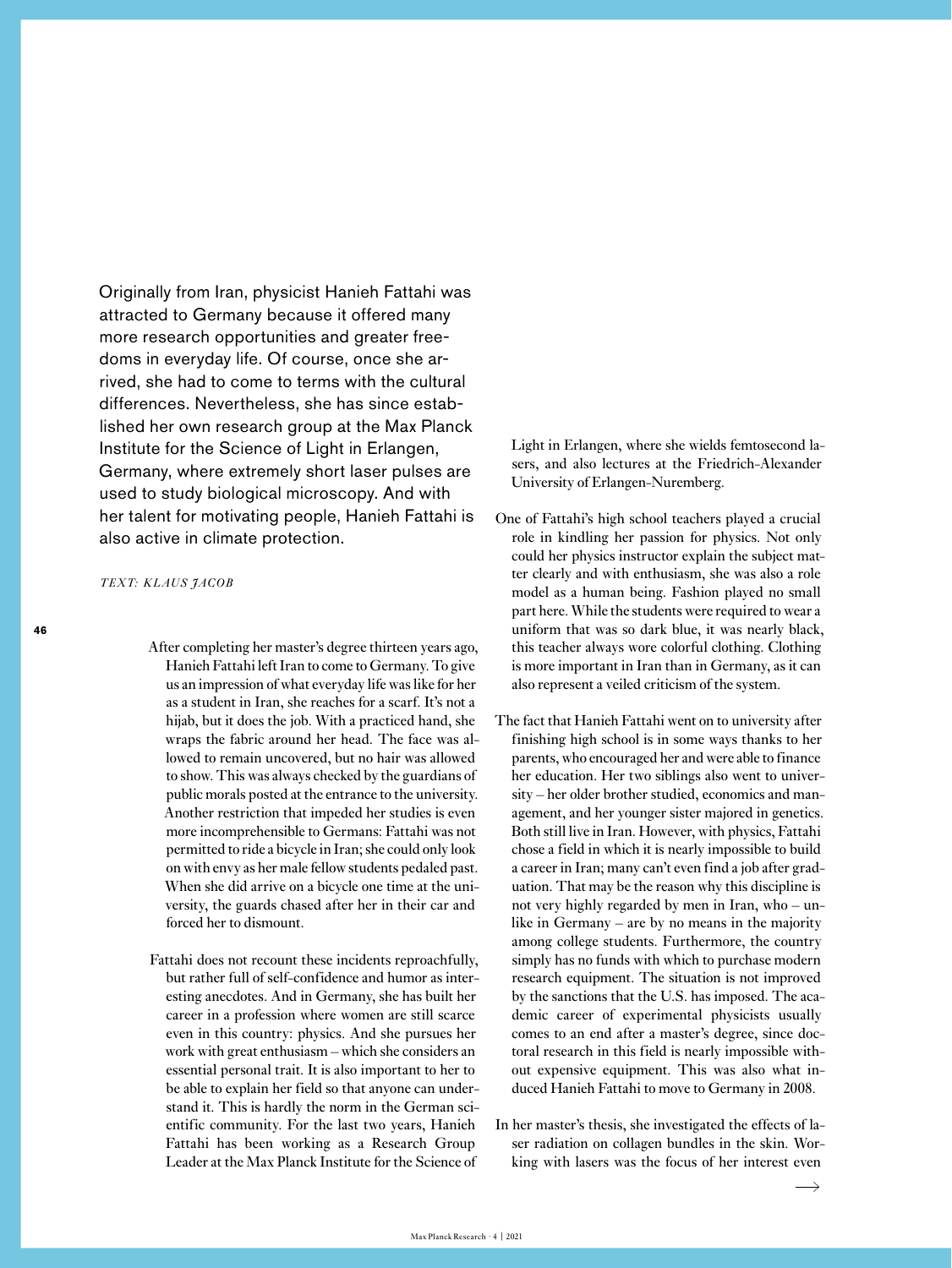Originally from Iran, physicist Hanieh Fattahi was attracted to Germany because it offered many more research opportunities and greater freedoms in everyday life. Of course, once she arrived, she had to come to terms with the cultural differences. Nevertheless, she has since established her own research group at the Max Planck Institute for the Science of Light in Erlangen, Germany, where extremely short laser pulses are used to study biological microscopy. And with her talent for motivating people, Hanieh Fattahi is also active in climate protection.

*TEXT: KLAUS JACOB*

After completing her master's degree thirteen years ago, Hanieh Fattahi left Iran to come to Germany. To give us an impression of what everyday life was like for her as a student in Iran, she reaches for a scarf. It's not a hijab, but it does the job. With a practiced hand, she wraps the fabric around her head. The face was allowed to remain uncovered, but no hair was allowed to show. This was always checked by the guardians of public morals posted at the entrance to the university. Another restriction that impeded her studies is even more incomprehensible to Germans: Fattahi was not permitted to ride a bicycle in Iran; she could only look on with envy as her male fellow students pedaled past. When she did arrive on a bicycle one time at the university, the guards chased after her in their car and forced her to dismount.

Fattahi does not recount these incidents reproachfully, but rather full of self-confidence and humor as interesting anecdotes. And in Germany, she has built her career in a profession where women are still scarce even in this country: physics. And she pursues her work with great enthusiasm – which she considers an essential personal trait. It is also important to her to be able to explain her field so that anyone can understand it. This is hardly the norm in the German scientific community. For the last two years, Hanieh Fattahi has been working as a Research Group Leader at the Max Planck Institute for the Science of Light in Erlangen, where she wields femtosecond lasers, and also lectures at the Friedrich-Alexander University of Erlangen-Nuremberg.

One of Fattahi's high school teachers played a crucial role in kindling her passion for physics. Not only could her physics instructor explain the subject matter clearly and with enthusiasm, she was also a role model as a human being. Fashion played no small part here. While the students were required to wear a uniform that was so dark blue, it was nearly black, this teacher always wore colorful clothing. Clothing is more important in Iran than in Germany, as it can also represent a veiled criticism of the system.

The fact that Hanieh Fattahi went on to university after finishing high school is in some ways thanks to her parents, who encouraged her and were able to finance her education. Her two siblings also went to university – her older brother studied, economics and management, and her younger sister majored in genetics. Both still live in Iran. However, with physics, Fattahi chose a field in which it is nearly impossible to build a career in Iran; many can't even find a job after graduation. That may be the reason why this discipline is not very highly regarded by men in Iran, who – unlike in Germany – are by no means in the majority among college students. Furthermore, the country simply has no funds with which to purchase modern research equipment. The situation is not improved by the sanctions that the U.S. has imposed. The academic career of experimental physicists usually comes to an end after a master's degree, since doctoral research in this field is nearly impossible without expensive equipment. This was also what induced Hanieh Fattahi to move to Germany in 2008.

In her master's thesis, she investigated the effects of laser radiation on collagen bundles in the skin. Working with lasers was the focus of her interest even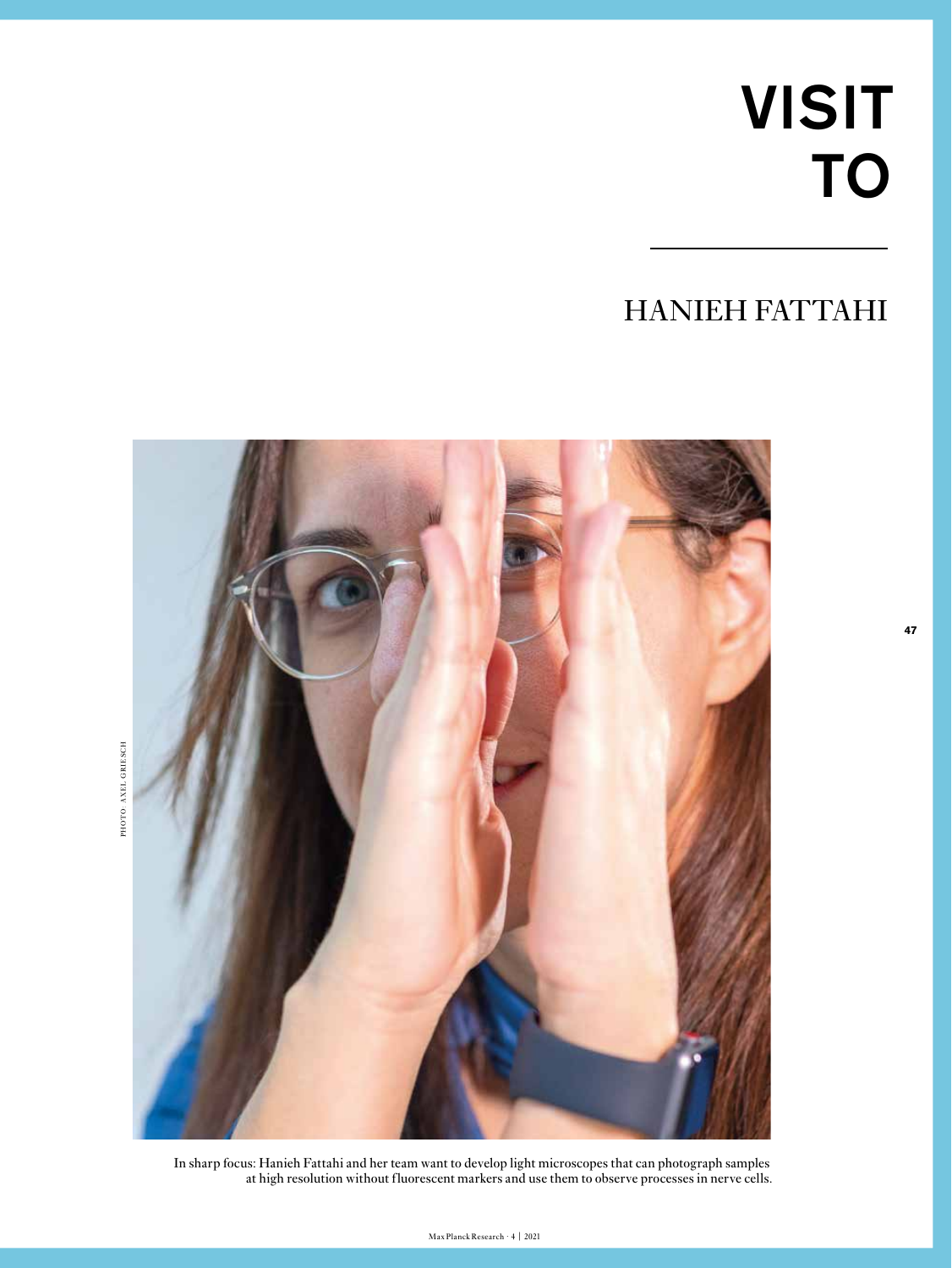# VISIT TO

## HANIEH FATTAHI

PHOTO: AXEL GRIESCH

In sharp focus: Hanieh Fattahi and her team want to develop light microscopes that can photograph samples at high resolution without fluorescent markers and use them to observe processes in nerve cells.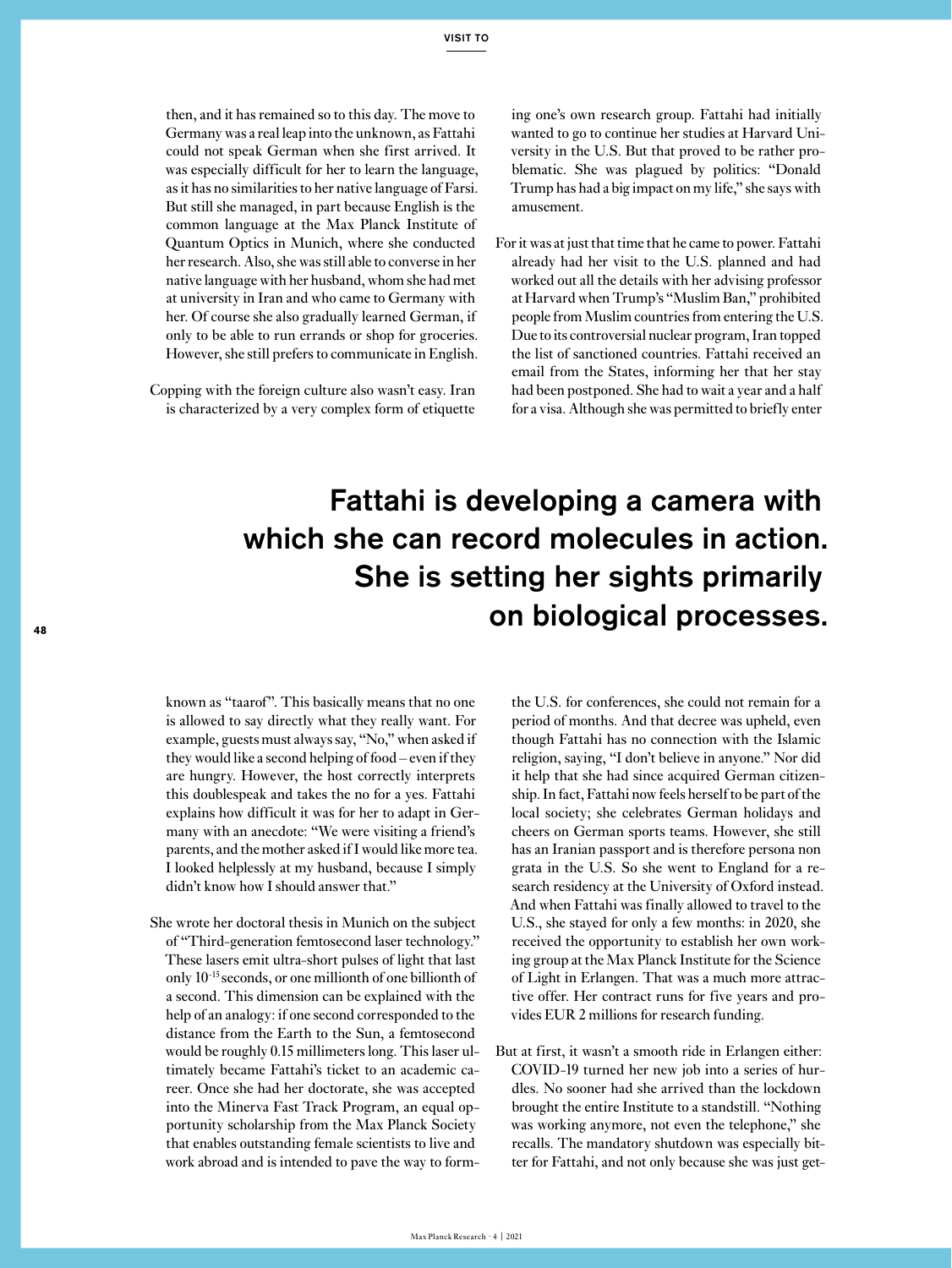then, and it has remained so to this day. The move to Germany was a real leap into the unknown, as Fattahi could not speak German when she first arrived. It was especially difficult for her to learn the language, as it has no similarities to her native language of Farsi. But still she managed, in part because English is the common language at the Max Planck Institute of Quantum Optics in Munich, where she conducted her research. Also, she was still able to converse in her native language with her husband, whom she had met at university in Iran and who came to Germany with her. Of course she also gradually learned German, if only to be able to run errands or shop for groceries. However, she still prefers to communicate in English.

Copping with the foreign culture also wasn't easy. Iran is characterized by a very complex form of etiquette known as "taarof". This basically means that no one is allowed to say directly what they really want. For example, guests must always say, "No," when asked if they would like a second helping of food – even if they are hungry. However, the host correctly interprets this doublespeak and takes the no for a yes. Fattahi explains how difficult it was for her to adapt in Germany with an anecdote: "We were visiting a friend's parents, and the mother asked if I would like more tea. I looked helplessly at my husband, because I simply didn't know how I should answer that."

She wrote her doctoral thesis in Munich on the subject of "Third-generation femtosecond laser technology." These lasers emit ultra-short pulses of light that last only $10^{-15}$ seconds, or one millionth of one billionth of a second. This dimension can be explained with the help of an analogy: if one second corresponded to the distance from the Earth to the Sun, a femtosecond would be roughly 0.15 millimeters long. This laser ultimately became Fattahi's ticket to an academic career. Once she had her doctorate, she was accepted into the Minerva Fast Track Program, an equal opportunity scholarship from the Max Planck Society that enables outstanding female scientists to live and work abroad and is intended to pave the way to forming one's own research group. Fattahi had initially wanted to go to continue her studies at Harvard University in the U.S. But that proved to be rather problematic. She was plagued by politics: "Donald Trump has had a big impact on my life," she says with amusement.

> **Fattahi is developing a camera with which she can record molecules in action. She is setting her sights primarily on biological processes.**

For it was at just that time that he came to power. Fattahi already had her visit to the U.S. planned and had worked out all the details with her advising professor at Harvard when Trump's "Muslim Ban," prohibited people from Muslim countries from entering the U.S. Due to its controversial nuclear program, Iran topped the list of sanctioned countries. Fattahi received an email from the States, informing her that her stay had been postponed. She had to wait a year and a half for a visa. Although she was permitted to briefly enter the U.S. for conferences, she could not remain for a period of months. And that decree was upheld, even though Fattahi has no connection with the Islamic religion, saying, "I don't believe in anyone." Nor did it help that she had since acquired German citizenship. In fact, Fattahi now feels herself to be part of the local society; she celebrates German holidays and cheers on German sports teams. However, she still has an Iranian passport and is therefore persona non grata in the U.S. So she went to England for a research residency at the University of Oxford instead. And when Fattahi was finally allowed to travel to the U.S., she stayed for only a few months: in 2020, she received the opportunity to establish her own working group at the Max Planck Institute for the Science of Light in Erlangen. That was a much more attractive offer. Her contract runs for five years and provides EUR 2 millions for research funding.

But at first, it wasn't a smooth ride in Erlangen either: COVID-19 turned her new job into a series of hurdles. No sooner had she arrived than the lockdown brought the entire Institute to a standstill. "Nothing was working anymore, not even the telephone," she recalls. The mandatory shutdown was especially bitter for Fattahi, and not only because she was just get-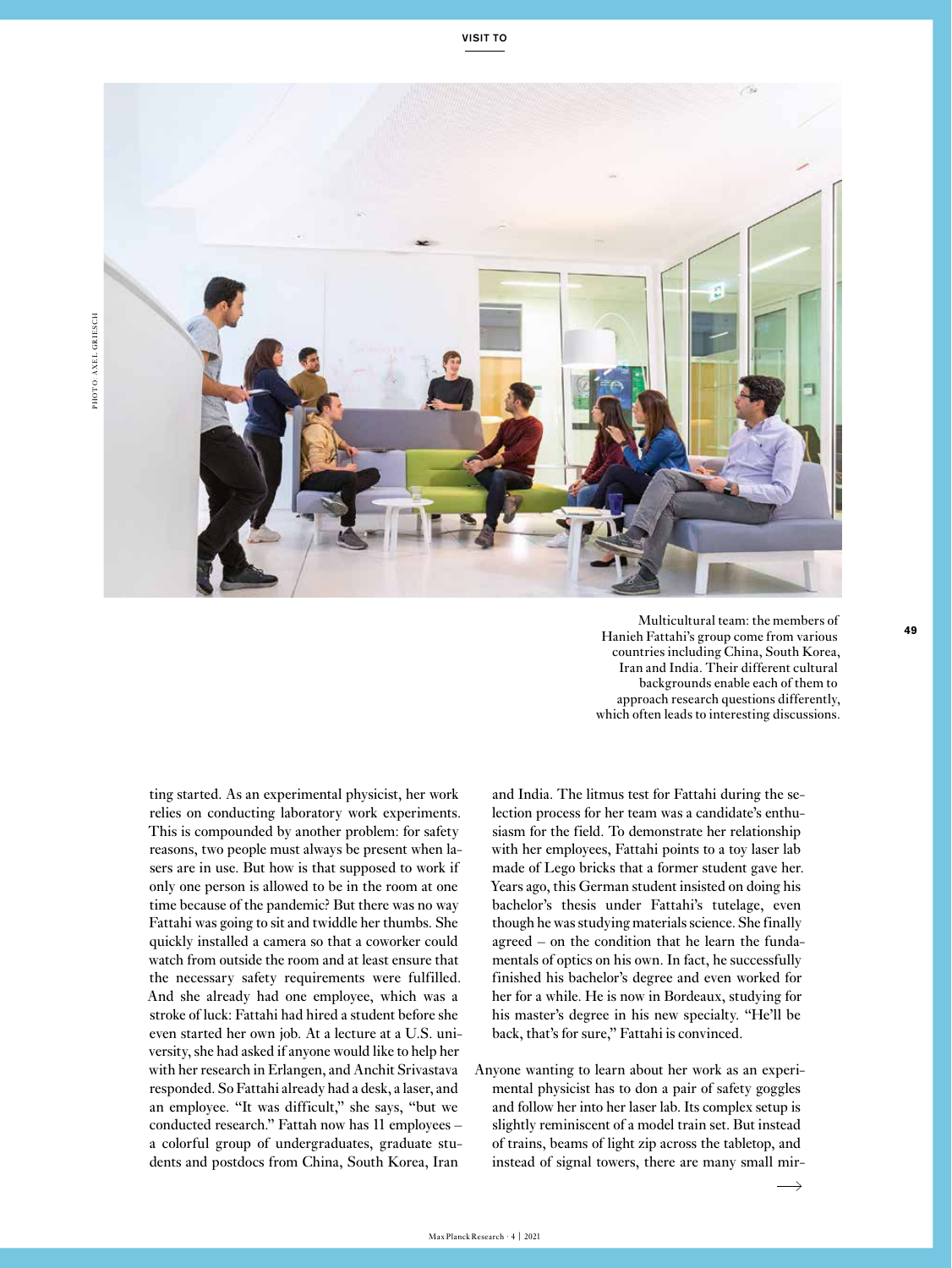Multicultural team: the members of Hanieh Fattahi's group come from various countries including China, South Korea, Iran and India. Their different cultural backgrounds enable each of them to approach research questions differently, which often leads to interesting discussions.

ting started. As an experimental physicist, her work relies on conducting laboratory work experiments. This is compounded by another problem: for safety reasons, two people must always be present when lasers are in use. But how is that supposed to work if only one person is allowed to be in the room at one time because of the pandemic? But there was no way Fattahi was going to sit and twiddle her thumbs. She quickly installed a camera so that a coworker could watch from outside the room and at least ensure that the necessary safety requirements were fulfilled. And she already had one employee, which was a stroke of luck: Fattahi had hired a student before she even started her own job. At a lecture at a U.S. university, she had asked if anyone would like to help her with her research in Erlangen, and Anchit Srivastava responded. So Fattahi already had a desk, a laser, and an employee. "It was difficult," she says, "but we conducted research." Fattah now has 11 employees – a colorful group of undergraduates, graduate students and postdocs from China, South Korea, Iran and India. The litmus test for Fattahi during the selection process for her team was a candidate's enthusiasm for the field. To demonstrate her relationship with her employees, Fattahi points to a toy laser lab made of Lego bricks that a former student gave her. Years ago, this German student insisted on doing his bachelor's thesis under Fattahi's tutelage, even though he was studying materials science. She finally agreed – on the condition that he learn the fundamentals of optics on his own. In fact, he successfully finished his bachelor's degree and even worked for her for a while. He is now in Bordeaux, studying for his master's degree in his new specialty. "He'll be back, that's for sure," Fattahi is convinced.

Anyone wanting to learn about her work as an experimental physicist has to don a pair of safety goggles and follow her into her laser lab. Its complex setup is slightly reminiscent of a model train set. But instead of trains, beams of light zip across the tabletop, and instead of signal towers, there are many small mir-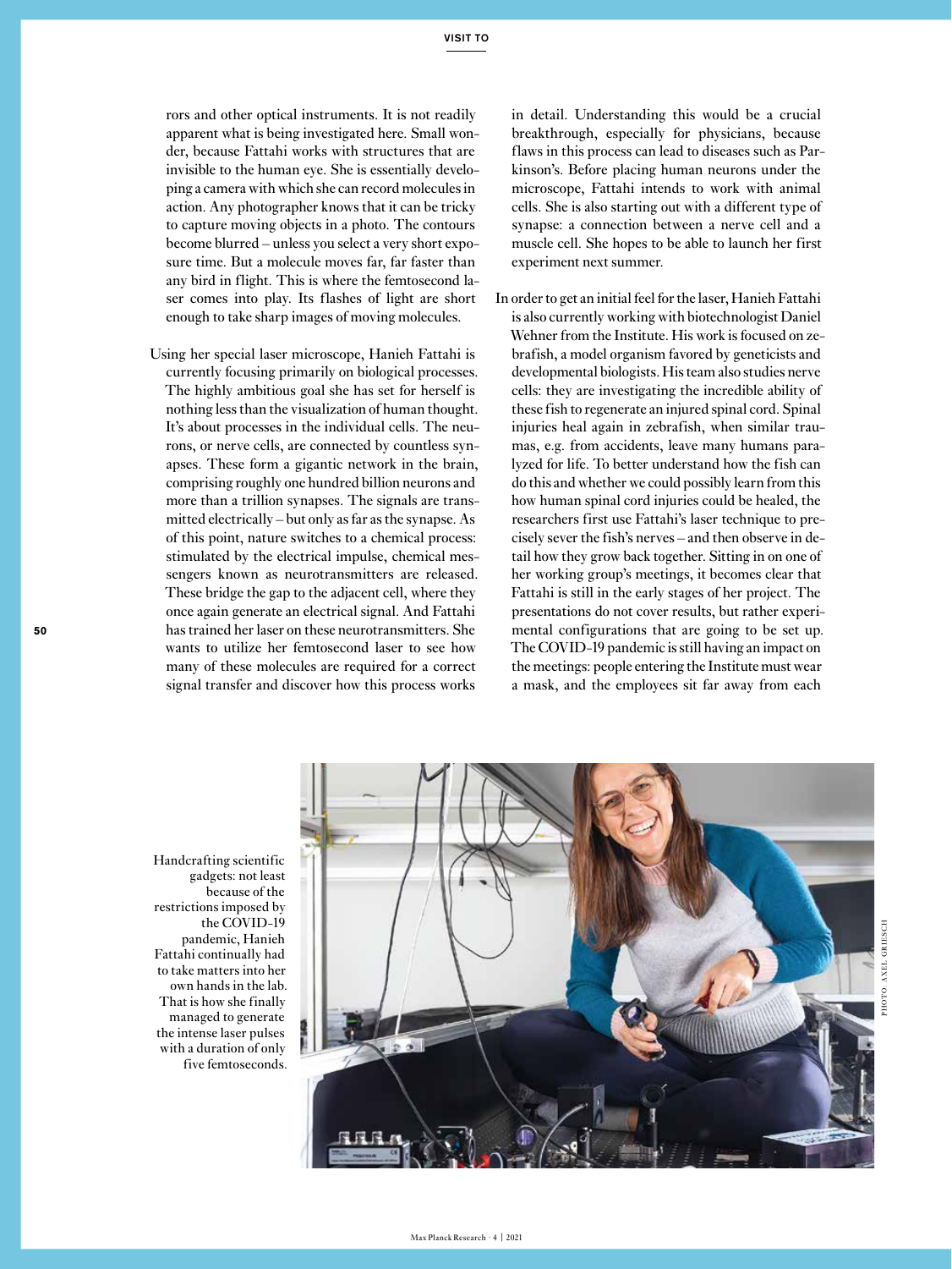rors and other optical instruments. It is not readily apparent what is being investigated here. Small wonder, because Fattahi works with structures that are invisible to the human eye. She is essentially developing a camera with which she can record molecules in action. Any photographer knows that it can be tricky to capture moving objects in a photo. The contours become blurred – unless you select a very short exposure time. But a molecule moves far, far faster than any bird in flight. This is where the femtosecond laser comes into play. Its flashes of light are short enough to take sharp images of moving molecules.

Using her special laser microscope, Hanieh Fattahi is currently focusing primarily on biological processes. The highly ambitious goal she has set for herself is nothing less than the visualization of human thought. It's about processes in the individual cells. The neurons, or nerve cells, are connected by countless synapses. These form a gigantic network in the brain, comprising roughly one hundred billion neurons and more than a trillion synapses. The signals are transmitted electrically – but only as far as the synapse. As of this point, nature switches to a chemical process: stimulated by the electrical impulse, chemical messengers known as neurotransmitters are released. These bridge the gap to the adjacent cell, where they once again generate an electrical signal. And Fattahi has trained her laser on these neurotransmitters. She wants to utilize her femtosecond laser to see how many of these molecules are required for a correct signal transfer and discover how this process works in detail. Understanding this would be a crucial breakthrough, especially for physicians, because flaws in this process can lead to diseases such as Parkinson's. Before placing human neurons under the microscope, Fattahi intends to work with animal cells. She is also starting out with a different type of synapse: a connection between a nerve cell and a muscle cell. She hopes to be able to launch her first experiment next summer.

In order to get an initial feel for the laser, Hanieh Fattahi is also currently working with biotechnologist Daniel Wehner from the Institute. His work is focused on zebrafish, a model organism favored by geneticists and developmental biologists. His team also studies nerve cells: they are investigating the incredible ability of these fish to regenerate an injured spinal cord. Spinal injuries heal again in zebrafish, when similar traumas, e.g. from accidents, leave many humans paralyzed for life. To better understand how the fish can do this and whether we could possibly learn from this how human spinal cord injuries could be healed, the researchers first use Fattahi's laser technique to precisely sever the fish's nerves – and then observe in detail how they grow back together. Sitting in on one of her working group's meetings, it becomes clear that Fattahi is still in the early stages of her project. The presentations do not cover results, but rather experimental configurations that are going to be set up. The COVID-19 pandemic is still having an impact on the meetings: people entering the Institute must wear a mask, and the employees sit far away from each

Handcrafting scientific gadgets: not least because of the restrictions imposed by the COVID-19 pandemic, Hanieh Fattahi continually had to take matters into her own hands in the lab. That is how she finally managed to generate the intense laser pulses with a duration of only five femtoseconds.

PHOTO: AXEL GRIESCH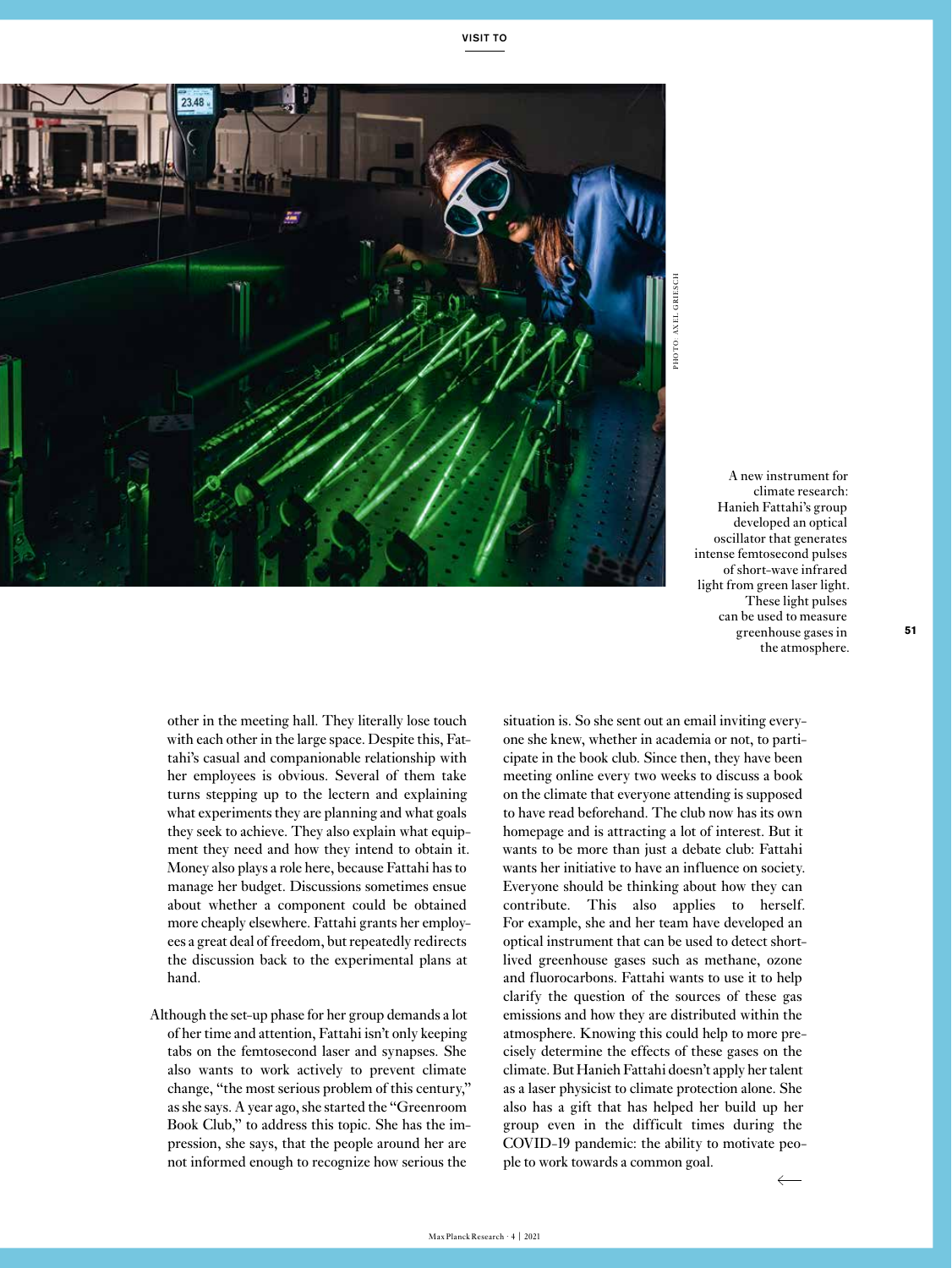A new instrument for climate research: Hanieh Fattahi's group developed an optical oscillator that generates intense femtosecond pulses of short-wave infrared light from green laser light. These light pulses can be used to measure greenhouse gases in the atmosphere.

PHOTO: AXEL GRIESCH

other in the meeting hall. They literally lose touch with each other in the large space. Despite this, Fattahi's casual and companionable relationship with her employees is obvious. Several of them take turns stepping up to the lectern and explaining what experiments they are planning and what goals they seek to achieve. They also explain what equipment they need and how they intend to obtain it. Money also plays a role here, because Fattahi has to manage her budget. Discussions sometimes ensue about whether a component could be obtained more cheaply elsewhere. Fattahi grants her employees a great deal of freedom, but repeatedly redirects the discussion back to the experimental plans at hand.

Although the set-up phase for her group demands a lot of her time and attention, Fattahi isn't only keeping tabs on the femtosecond laser and synapses. She also wants to work actively to prevent climate change, "the most serious problem of this century," as she says. A year ago, she started the "Greenroom Book Club," to address this topic. She has the impression, she says, that the people around her are not informed enough to recognize how serious the situation is. So she sent out an email inviting everyone she knew, whether in academia or not, to participate in the book club. Since then, they have been meeting online every two weeks to discuss a book on the climate that everyone attending is supposed to have read beforehand. The club now has its own homepage and is attracting a lot of interest. But it wants to be more than just a debate club: Fattahi wants her initiative to have an influence on society. Everyone should be thinking about how they can contribute. This also applies to herself. For example, she and her team have developed an optical instrument that can be used to detect short-lived greenhouse gases such as methane, ozone and fluorocarbons. Fattahi wants to use it to help clarify the question of the sources of these gas emissions and how they are distributed within the atmosphere. Knowing this could help to more precisely determine the effects of these gases on the climate. But Hanieh Fattahi doesn't apply her talent as a laser physicist to climate protection alone. She also has a gift that has helped her build up her group even in the difficult times during the COVID-19 pandemic: the ability to motivate people to work towards a common goal.